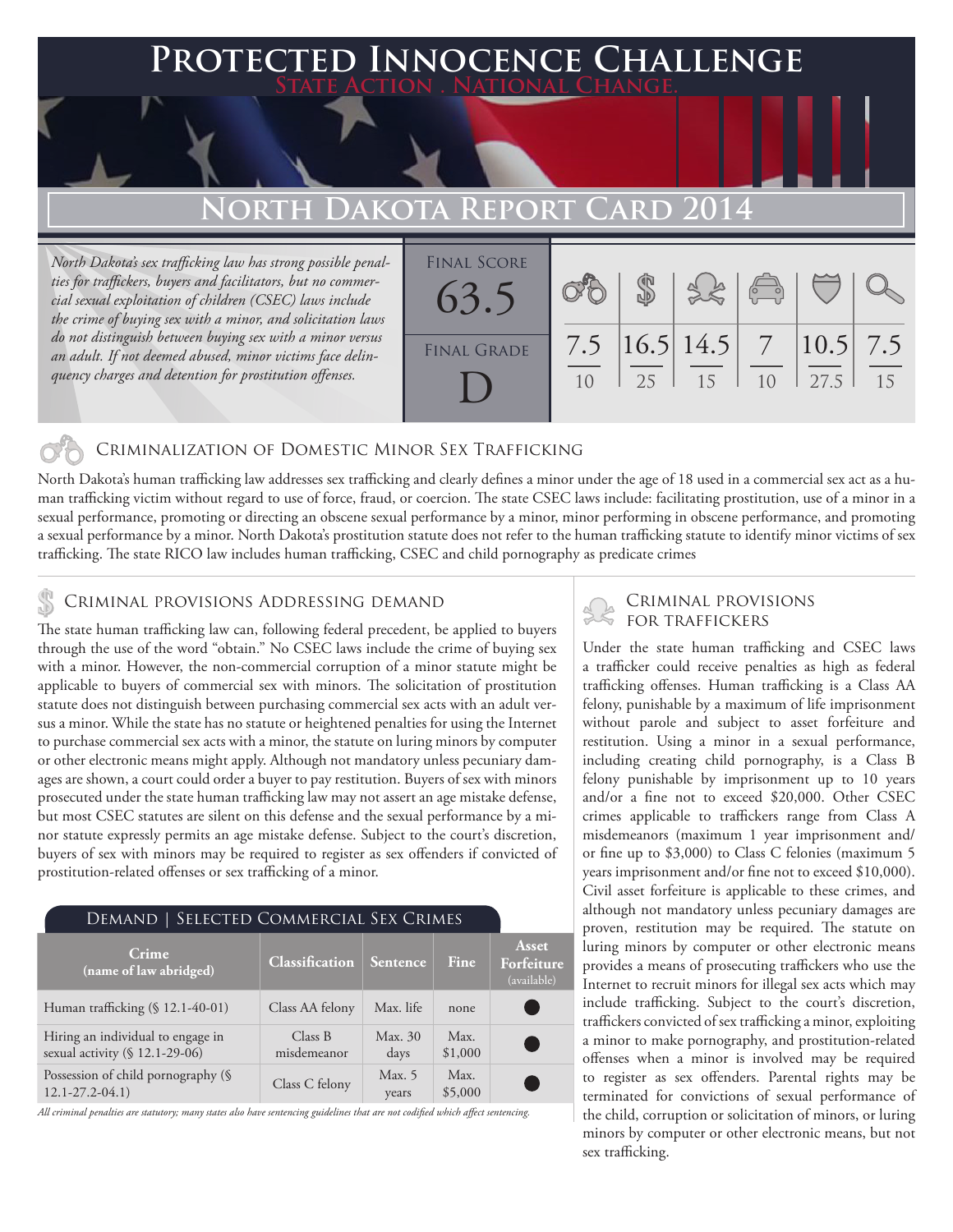# Protected Innocence Challenge

State Action . National Change.

## North Dakota Report Card 2014

*North Dakota's sex trafficking law has strong possible penalties for traffickers, buyers and facilitators, but no commercial sexual exploitation of children (CSEC) laws include the crime of buying sex with a minor, and solicitation laws do not distinguish between buying sex with a minor versus an adult. If not deemed abused, minor victims face delinquency charges and detention for prostitution offenses.*

| Final Score | Criminalization | Demand | Traffickers | Facilitators | Protective Provisions | Investigation |
|---|---|---|---|---|---|---|
| 63.5 | 7.5/10 | 16.5/25 | 14.5/15 | 7/10 | 10.5/27.5 | 7.5/15 |

**Final Grade:** D

### Criminalization of Domestic Minor Sex Trafficking

North Dakota's human trafficking law addresses sex trafficking and clearly defines a minor under the age of 18 used in a commercial sex act as a human trafficking victim without regard to use of force, fraud, or coercion. The state CSEC laws include: facilitating prostitution, use of a minor in a sexual performance, promoting or directing an obscene sexual performance by a minor, minor performing in obscene performance, and promoting a sexual performance by a minor. North Dakota's prostitution statute does not refer to the human trafficking statute to identify minor victims of sex trafficking. The state RICO law includes human trafficking, CSEC and child pornography as predicate crimes

### Criminal provisions Addressing demand

The state human trafficking law can, following federal precedent, be applied to buyers through the use of the word "obtain." No CSEC laws include the crime of buying sex with a minor. However, the non-commercial corruption of a minor statute might be applicable to buyers of commercial sex with minors. The solicitation of prostitution statute does not distinguish between purchasing commercial sex acts with an adult versus a minor. While the state has no statute or heightened penalties for using the Internet to purchase commercial sex acts with a minor, the statute on luring minors by computer or other electronic means might apply. Although not mandatory unless pecuniary damages are shown, a court could order a buyer to pay restitution. Buyers of sex with minors prosecuted under the state human trafficking law may not assert an age mistake defense, but most CSEC statutes are silent on this defense and the sexual performance by a minor statute expressly permits an age mistake defense. Subject to the court's discretion, buyers of sex with minors may be required to register as sex offenders if convicted of prostitution-related offenses or sex trafficking of a minor.

#### Demand | Selected Commercial Sex Crimes

| Crime (name of law abridged) | Classification | Sentence | Fine | Asset Forfeiture (available) |
|---|---|---|---|---|
| Human trafficking (§ 12.1-40-01) | Class AA felony | Max. life | none | ● |
| Hiring an individual to engage in sexual activity (§ 12.1-29-06) | Class B misdemeanor | Max. 30 days | Max. $1,000 | ● |
| Possession of child pornography (§ 12.1-27.2-04.1) | Class C felony | Max. 5 years | Max. $5,000 | ● |

*All criminal penalties are statutory; many states also have sentencing guidelines that are not codified which affect sentencing.*

### Criminal provisions for traffickers

Under the state human trafficking and CSEC laws a trafficker could receive penalties as high as federal trafficking offenses. Human trafficking is a Class AA felony, punishable by a maximum of life imprisonment without parole and subject to asset forfeiture and restitution. Using a minor in a sexual performance, including creating child pornography, is a Class B felony punishable by imprisonment up to 10 years and/or a fine not to exceed $20,000. Other CSEC crimes applicable to traffickers range from Class A misdemeanors (maximum 1 year imprisonment and/or fine up to $3,000) to Class C felonies (maximum 5 years imprisonment and/or fine not to exceed $10,000). Civil asset forfeiture is applicable to these crimes, and although not mandatory unless pecuniary damages are proven, restitution may be required. The statute on luring minors by computer or other electronic means provides a means of prosecuting traffickers who use the Internet to recruit minors for illegal sex acts which may include trafficking. Subject to the court's discretion, traffickers convicted of sex trafficking a minor, exploiting a minor to make pornography, and prostitution-related offenses when a minor is involved may be required to register as sex offenders. Parental rights may be terminated for convictions of sexual performance of the child, corruption or solicitation of minors, or luring minors by computer or other electronic means, but not sex trafficking.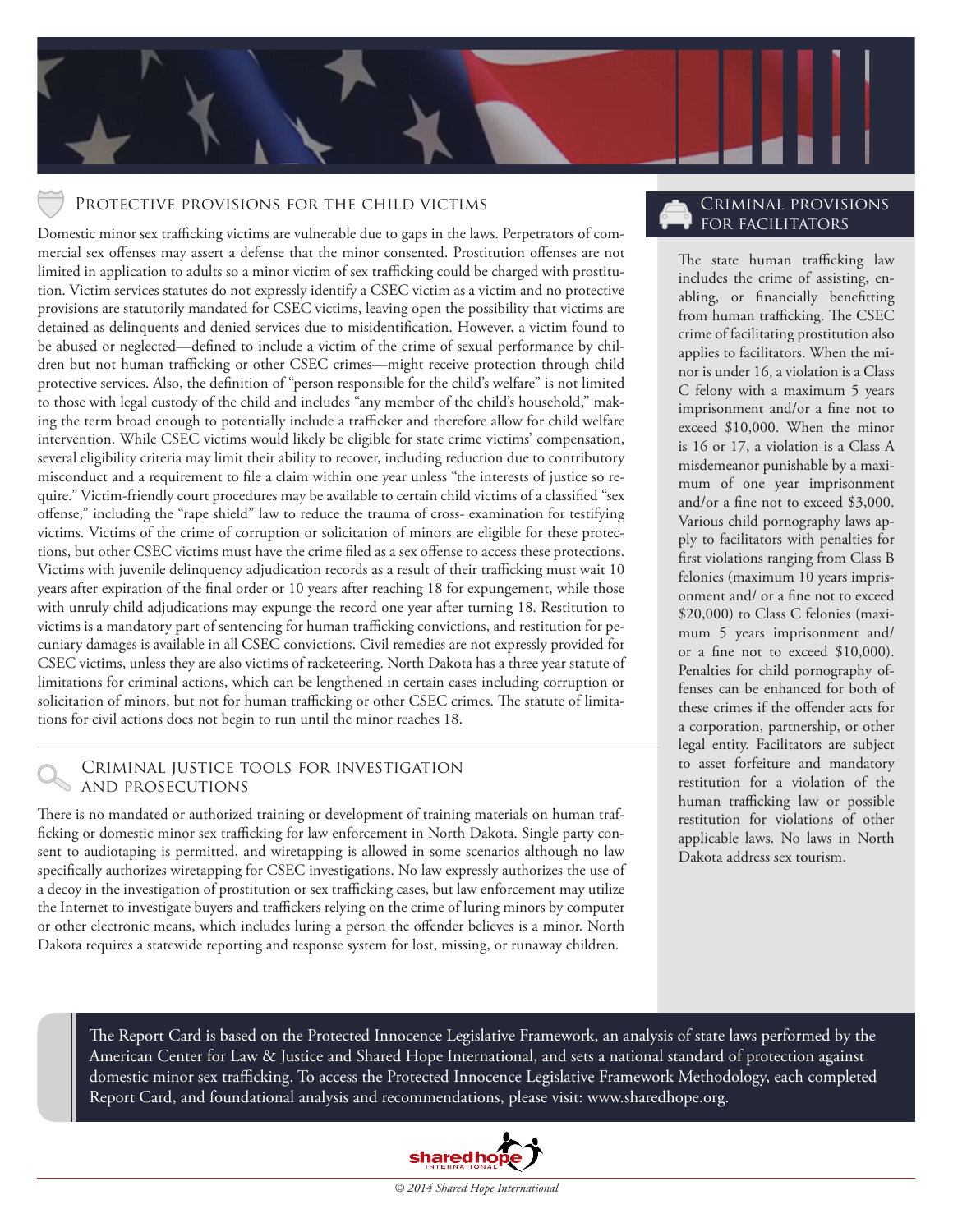## Protective provisions for the child victims

Domestic minor sex trafficking victims are vulnerable due to gaps in the laws. Perpetrators of commercial sex offenses may assert a defense that the minor consented. Prostitution offenses are not limited in application to adults so a minor victim of sex trafficking could be charged with prostitution. Victim services statutes do not expressly identify a CSEC victim as a victim and no protective provisions are statutorily mandated for CSEC victims, leaving open the possibility that victims are detained as delinquents and denied services due to misidentification. However, a victim found to be abused or neglected—defined to include a victim of the crime of sexual performance by children but not human trafficking or other CSEC crimes—might receive protection through child protective services. Also, the definition of "person responsible for the child's welfare" is not limited to those with legal custody of the child and includes "any member of the child's household," making the term broad enough to potentially include a trafficker and therefore allow for child welfare intervention. While CSEC victims would likely be eligible for state crime victims' compensation, several eligibility criteria may limit their ability to recover, including reduction due to contributory misconduct and a requirement to file a claim within one year unless "the interests of justice so require." Victim-friendly court procedures may be available to certain child victims of a classified "sex offense," including the "rape shield" law to reduce the trauma of cross- examination for testifying victims. Victims of the crime of corruption or solicitation of minors are eligible for these protections, but other CSEC victims must have the crime filed as a sex offense to access these protections. Victims with juvenile delinquency adjudication records as a result of their trafficking must wait 10 years after expiration of the final order or 10 years after reaching 18 for expungement, while those with unruly child adjudications may expunge the record one year after turning 18. Restitution to victims is a mandatory part of sentencing for human trafficking convictions, and restitution for pecuniary damages is available in all CSEC convictions. Civil remedies are not expressly provided for CSEC victims, unless they are also victims of racketeering. North Dakota has a three year statute of limitations for criminal actions, which can be lengthened in certain cases including corruption or solicitation of minors, but not for human trafficking or other CSEC crimes. The statute of limitations for civil actions does not begin to run until the minor reaches 18.

## Criminal justice tools for investigation and prosecutions

There is no mandated or authorized training or development of training materials on human trafficking or domestic minor sex trafficking for law enforcement in North Dakota. Single party consent to audiotaping is permitted, and wiretapping is allowed in some scenarios although no law specifically authorizes wiretapping for CSEC investigations. No law expressly authorizes the use of a decoy in the investigation of prostitution or sex trafficking cases, but law enforcement may utilize the Internet to investigate buyers and traffickers relying on the crime of luring minors by computer or other electronic means, which includes luring a person the offender believes is a minor. North Dakota requires a statewide reporting and response system for lost, missing, or runaway children.

## Criminal provisions for facilitators

The state human trafficking law includes the crime of assisting, enabling, or financially benefitting from human trafficking. The CSEC crime of facilitating prostitution also applies to facilitators. When the minor is under 16, a violation is a Class C felony with a maximum 5 years imprisonment and/or a fine not to exceed $10,000. When the minor is 16 or 17, a violation is a Class A misdemeanor punishable by a maximum of one year imprisonment and/or a fine not to exceed $3,000. Various child pornography laws apply to facilitators with penalties for first violations ranging from Class B felonies (maximum 10 years imprisonment and/ or a fine not to exceed $20,000) to Class C felonies (maximum 5 years imprisonment and/ or a fine not to exceed $10,000). Penalties for child pornography offenses can be enhanced for both of these crimes if the offender acts for a corporation, partnership, or other legal entity. Facilitators are subject to asset forfeiture and mandatory restitution for a violation of the human trafficking law or possible restitution for violations of other applicable laws. No laws in North Dakota address sex tourism.

The Report Card is based on the Protected Innocence Legislative Framework, an analysis of state laws performed by the American Center for Law & Justice and Shared Hope International, and sets a national standard of protection against domestic minor sex trafficking. To access the Protected Innocence Legislative Framework Methodology, each completed Report Card, and foundational analysis and recommendations, please visit: www.sharedhope.org.

shared hope INTERNATIONAL

*© 2014 Shared Hope International*